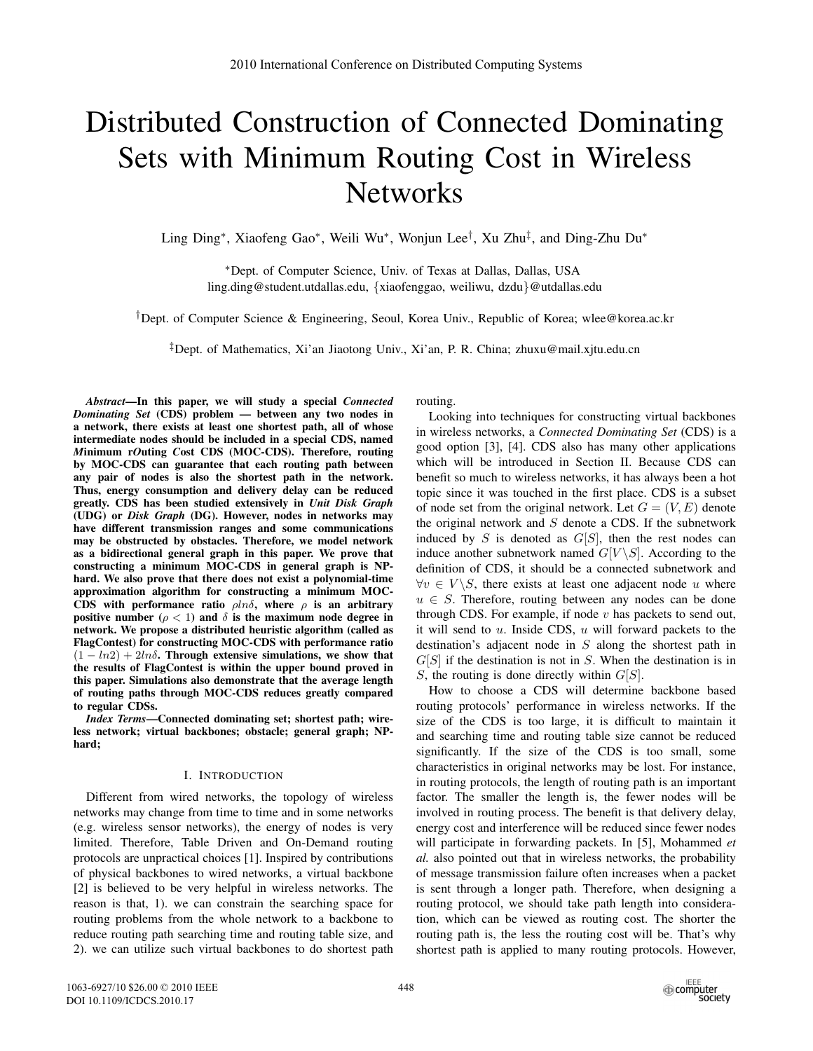# Distributed Construction of Connected Dominating Sets with Minimum Routing Cost in Wireless Networks

Ling Ding*, Xiaofeng Gao*, Weili Wu*, Wonjun Lee†, Xu Zhu‡, and Ding-Zhu Du*

*Dept. of Computer Science, Univ. of Texas at Dallas, Dallas, USA
ling.ding@student.utdallas.edu, {xiaofenggao, weiliwu, dzdu}@utdallas.edu

†Dept. of Computer Science & Engineering, Seoul, Korea Univ., Republic of Korea; wlee@korea.ac.kr

‡Dept. of Mathematics, Xi'an Jiaotong Univ., Xi'an, P. R. China; zhuxu@mail.xjtu.edu.cn

***Abstract*—In this paper, we will study a special *Connected Dominating Set* (CDS) problem — between any two nodes in a network, there exists at least one shortest path, all of whose intermediate nodes should be included in a special CDS, named *M*inimum r*O*uting *C*ost CDS (MOC-CDS). Therefore, routing by MOC-CDS can guarantee that each routing path between any pair of nodes is also the shortest path in the network. Thus, energy consumption and delivery delay can be reduced greatly. CDS has been studied extensively in *Unit Disk Graph* (UDG) or *Disk Graph* (DG). However, nodes in networks may have different transmission ranges and some communications may be obstructed by obstacles. Therefore, we model network as a bidirectional general graph in this paper. We prove that constructing a minimum MOC-CDS in general graph is NP-hard. We also prove that there does not exist a polynomial-time approximation algorithm for constructing a minimum MOC-CDS with performance ratio $\rho ln\delta$, where $\rho$ is an arbitrary positive number ($\rho < 1$) and $\delta$ is the maximum node degree in network. We propose a distributed heuristic algorithm (called as FlagContest) for constructing MOC-CDS with performance ratio $(1 - ln2) + 2ln\delta$. Through extensive simulations, we show that the results of FlagContest is within the upper bound proved in this paper. Simulations also demonstrate that the average length of routing paths through MOC-CDS reduces greatly compared to regular CDSs.**

***Index Terms*—Connected dominating set; shortest path; wireless network; virtual backbones; obstacle; general graph; NP-hard;**

## I. Introduction

Different from wired networks, the topology of wireless networks may change from time to time and in some networks (e.g. wireless sensor networks), the energy of nodes is very limited. Therefore, Table Driven and On-Demand routing protocols are unpractical choices [1]. Inspired by contributions of physical backbones to wired networks, a virtual backbone [2] is believed to be very helpful in wireless networks. The reason is that, 1). we can constrain the searching space for routing problems from the whole network to a backbone to reduce routing path searching time and routing table size, and 2). we can utilize such virtual backbones to do shortest path routing.

Looking into techniques for constructing virtual backbones in wireless networks, a *Connected Dominating Set* (CDS) is a good option [3], [4]. CDS also has many other applications which will be introduced in Section II. Because CDS can benefit so much to wireless networks, it has always been a hot topic since it was touched in the first place. CDS is a subset of node set from the original network. Let $G = (V, E)$ denote the original network and $S$ denote a CDS. If the subnetwork induced by $S$ is denoted as $G[S]$, then the rest nodes can induce another subnetwork named $G[V \backslash S]$. According to the definition of CDS, it should be a connected subnetwork and $\forall v \in V \backslash S$, there exists at least one adjacent node $u$ where $u \in S$. Therefore, routing between any nodes can be done through CDS. For example, if node $v$ has packets to send out, it will send to $u$. Inside CDS, $u$ will forward packets to the destination's adjacent node in $S$ along the shortest path in $G[S]$ if the destination is not in $S$. When the destination is in $S$, the routing is done directly within $G[S]$.

How to choose a CDS will determine backbone based routing protocols' performance in wireless networks. If the size of the CDS is too large, it is difficult to maintain it and searching time and routing table size cannot be reduced significantly. If the size of the CDS is too small, some characteristics in original networks may be lost. For instance, in routing protocols, the length of routing path is an important factor. The smaller the length is, the fewer nodes will be involved in routing process. The benefit is that delivery delay, energy cost and interference will be reduced since fewer nodes will participate in forwarding packets. In [5], Mohammed *et al.* also pointed out that in wireless networks, the probability of message transmission failure often increases when a packet is sent through a longer path. Therefore, when designing a routing protocol, we should take path length into consideration, which can be viewed as routing cost. The shorter the routing path is, the less the routing cost will be. That's why shortest path is applied to many routing protocols. However,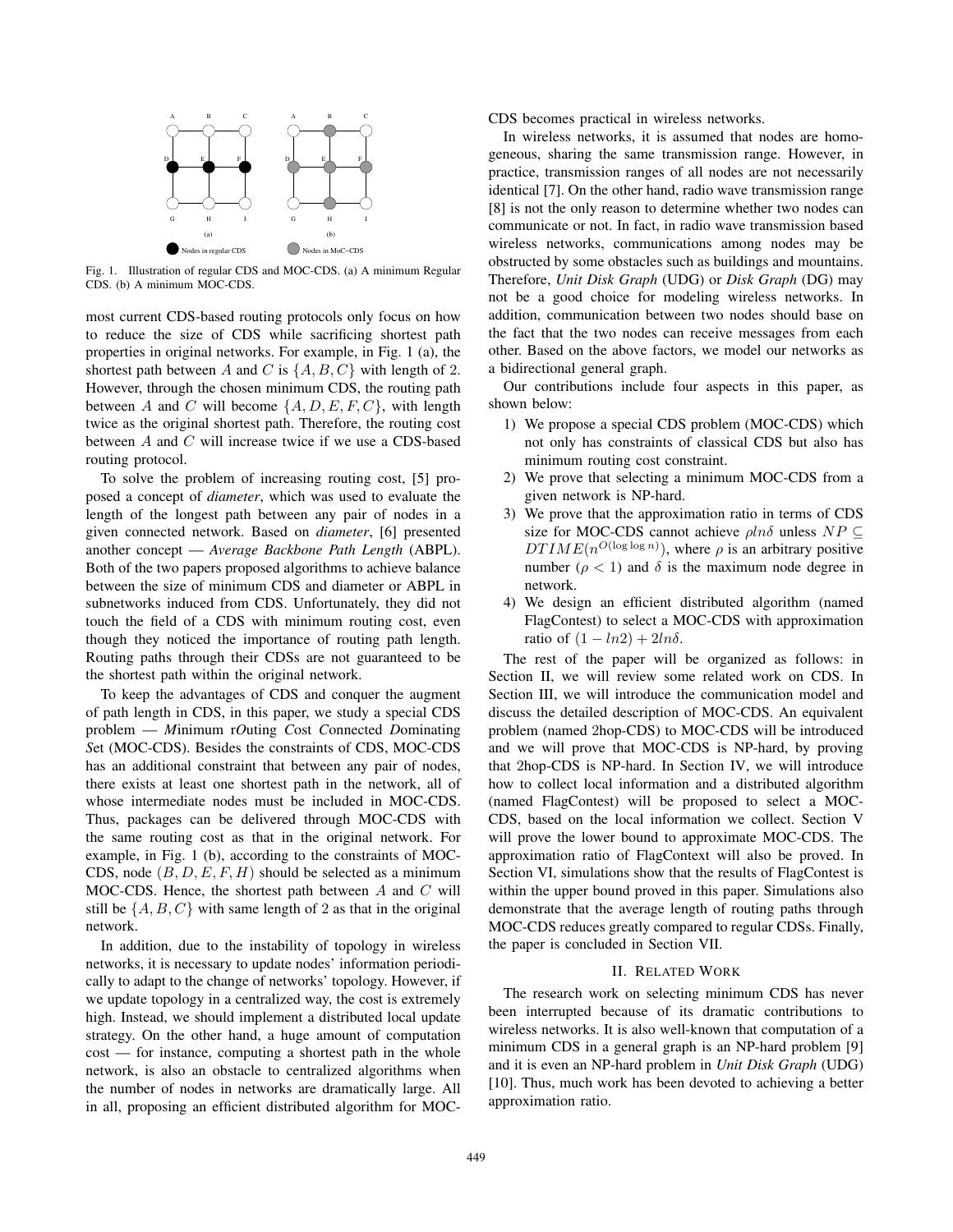Fig. 1. Illustration of regular CDS and MOC-CDS. (a) A minimum Regular CDS. (b) A minimum MOC-CDS.

most current CDS-based routing protocols only focus on how to reduce the size of CDS while sacrificing shortest path properties in original networks. For example, in Fig. 1 (a), the shortest path between $A$ and $C$ is $\{A, B, C\}$ with length of 2. However, through the chosen minimum CDS, the routing path between $A$ and $C$ will become $\{A, D, E, F, C\}$, with length twice as the original shortest path. Therefore, the routing cost between $A$ and $C$ will increase twice if we use a CDS-based routing protocol.

To solve the problem of increasing routing cost, [5] proposed a concept of *diameter*, which was used to evaluate the length of the longest path between any pair of nodes in a given connected network. Based on *diameter*, [6] presented another concept — *Average Backbone Path Length* (ABPL). Both of the two papers proposed algorithms to achieve balance between the size of minimum CDS and diameter or ABPL in subnetworks induced from CDS. Unfortunately, they did not touch the field of a CDS with minimum routing cost, even though they noticed the importance of routing path length. Routing paths through their CDSs are not guaranteed to be the shortest path within the original network.

To keep the advantages of CDS and conquer the augment of path length in CDS, in this paper, we study a special CDS problem — *M*inimum r*O*uting *C*ost *C*onnected *D*ominating *S*et (MOC-CDS). Besides the constraints of CDS, MOC-CDS has an additional constraint that between any pair of nodes, there exists at least one shortest path in the network, all of whose intermediate nodes must be included in MOC-CDS. Thus, packages can be delivered through MOC-CDS with the same routing cost as that in the original network. For example, in Fig. 1 (b), according to the constraints of MOC-CDS, node $(B, D, E, F, H)$ should be selected as a minimum MOC-CDS. Hence, the shortest path between $A$ and $C$ will still be $\{A, B, C\}$ with same length of 2 as that in the original network.

In addition, due to the instability of topology in wireless networks, it is necessary to update nodes' information periodically to adapt to the change of networks' topology. However, if we update topology in a centralized way, the cost is extremely high. Instead, we should implement a distributed local update strategy. On the other hand, a huge amount of computation cost — for instance, computing a shortest path in the whole network, is also an obstacle to centralized algorithms when the number of nodes in networks are dramatically large. All in all, proposing an efficient distributed algorithm for MOC-CDS becomes practical in wireless networks.

In wireless networks, it is assumed that nodes are homogeneous, sharing the same transmission range. However, in practice, transmission ranges of all nodes are not necessarily identical [7]. On the other hand, radio wave transmission range [8] is not the only reason to determine whether two nodes can communicate or not. In fact, in radio wave transmission based wireless networks, communications among nodes may be obstructed by some obstacles such as buildings and mountains. Therefore, *Unit Disk Graph* (UDG) or *Disk Graph* (DG) may not be a good choice for modeling wireless networks. In addition, communication between two nodes should base on the fact that the two nodes can receive messages from each other. Based on the above factors, we model our networks as a bidirectional general graph.

Our contributions include four aspects in this paper, as shown below:

1) We propose a special CDS problem (MOC-CDS) which not only has constraints of classical CDS but also has minimum routing cost constraint.
2) We prove that selecting a minimum MOC-CDS from a given network is NP-hard.
3) We prove that the approximation ratio in terms of CDS size for MOC-CDS cannot achieve $\rho ln\delta$ unless $NP \subseteq DTIME(n^{O(\log\log n)})$, where $\rho$ is an arbitrary positive number ($\rho < 1$) and $\delta$ is the maximum node degree in network.
4) We design an efficient distributed algorithm (named FlagContest) to select a MOC-CDS with approximation ratio of $(1 - ln2) + 2ln\delta$.

The rest of the paper will be organized as follows: in Section II, we will review some related work on CDS. In Section III, we will introduce the communication model and discuss the detailed description of MOC-CDS. An equivalent problem (named 2hop-CDS) to MOC-CDS will be introduced and we will prove that MOC-CDS is NP-hard, by proving that 2hop-CDS is NP-hard. In Section IV, we will introduce how to collect local information and a distributed algorithm (named FlagContest) will be proposed to select a MOC-CDS, based on the local information we collect. Section V will prove the lower bound to approximate MOC-CDS. The approximation ratio of FlagContext will also be proved. In Section VI, simulations show that the results of FlagContest is within the upper bound proved in this paper. Simulations also demonstrate that the average length of routing paths through MOC-CDS reduces greatly compared to regular CDSs. Finally, the paper is concluded in Section VII.

## II. Related Work

The research work on selecting minimum CDS has never been interrupted because of its dramatic contributions to wireless networks. It is also well-known that computation of a minimum CDS in a general graph is an NP-hard problem [9] and it is even an NP-hard problem in *Unit Disk Graph* (UDG) [10]. Thus, much work has been devoted to achieving a better approximation ratio.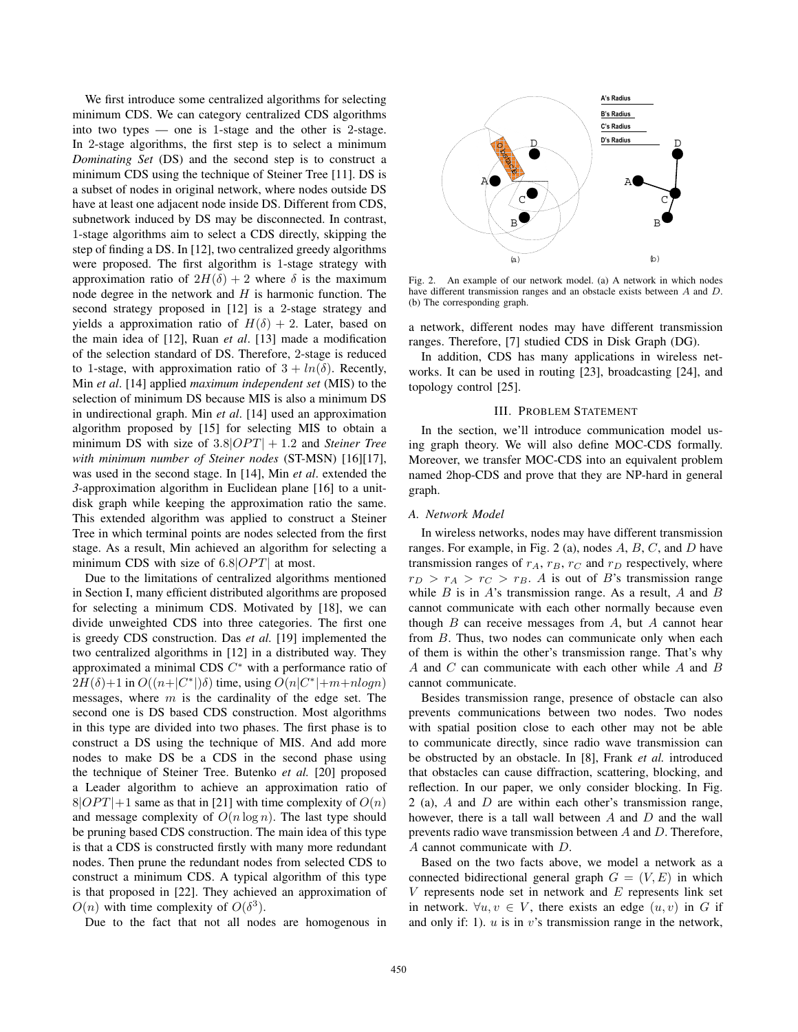We first introduce some centralized algorithms for selecting minimum CDS. We can category centralized CDS algorithms into two types — one is 1-stage and the other is 2-stage. In 2-stage algorithms, the first step is to select a minimum *Dominating Set* (DS) and the second step is to construct a minimum CDS using the technique of Steiner Tree [11]. DS is a subset of nodes in original network, where nodes outside DS have at least one adjacent node inside DS. Different from CDS, subnetwork induced by DS may be disconnected. In contrast, 1-stage algorithms aim to select a CDS directly, skipping the step of finding a DS. In [12], two centralized greedy algorithms were proposed. The first algorithm is 1-stage strategy with approximation ratio of $2H(\delta) + 2$ where $\delta$ is the maximum node degree in the network and $H$ is harmonic function. The second strategy proposed in [12] is a 2-stage strategy and yields a approximation ratio of $H(\delta) + 2$. Later, based on the main idea of [12], Ruan *et al*. [13] made a modification of the selection standard of DS. Therefore, 2-stage is reduced to 1-stage, with approximation ratio of $3 + ln(\delta)$. Recently, Min *et al*. [14] applied *maximum independent set* (MIS) to the selection of minimum DS because MIS is also a minimum DS in undirectional graph. Min *et al*. [14] used an approximation algorithm proposed by [15] for selecting MIS to obtain a minimum DS with size of $3.8|OPT| + 1.2$ and *Steiner Tree with minimum number of Steiner nodes* (ST-MSN) [16][17], was used in the second stage. In [14], Min *et al*. extended the *3*-approximation algorithm in Euclidean plane [16] to a unit-disk graph while keeping the approximation ratio the same. This extended algorithm was applied to construct a Steiner Tree in which terminal points are nodes selected from the first stage. As a result, Min achieved an algorithm for selecting a minimum CDS with size of $6.8|OPT|$ at most.

Due to the limitations of centralized algorithms mentioned in Section I, many efficient distributed algorithms are proposed for selecting a minimum CDS. Motivated by [18], we can divide unweighted CDS into three categories. The first one is greedy CDS construction. Das *et al.* [19] implemented the two centralized algorithms in [12] in a distributed way. They approximated a minimal CDS $C^*$ with a performance ratio of $2H(\delta)+1$ in $O((n+|C^*|)\delta)$ time, using $O(n|C^*|+m+nlogn)$ messages, where $m$ is the cardinality of the edge set. The second one is DS based CDS construction. Most algorithms in this type are divided into two phases. The first phase is to construct a DS using the technique of MIS. And add more nodes to make DS be a CDS in the second phase using the technique of Steiner Tree. Butenko *et al.* [20] proposed a Leader algorithm to achieve an approximation ratio of $8|OPT|+1$ same as that in [21] with time complexity of $O(n)$ and message complexity of $O(n \log n)$. The last type should be pruning based CDS construction. The main idea of this type is that a CDS is constructed firstly with many more redundant nodes. Then prune the redundant nodes from selected CDS to construct a minimum CDS. A typical algorithm of this type is that proposed in [22]. They achieved an approximation of $O(n)$ with time complexity of $O(\delta^3)$.

Due to the fact that not all nodes are homogenous in a network, different nodes may have different transmission ranges. Therefore, [7] studied CDS in Disk Graph (DG).

In addition, CDS has many applications in wireless networks. It can be used in routing [23], broadcasting [24], and topology control [25].

Fig. 2. An example of our network model. (a) A network in which nodes have different transmission ranges and an obstacle exists between $A$ and $D$. (b) The corresponding graph.

## III. Problem Statement

In the section, we'll introduce communication model using graph theory. We will also define MOC-CDS formally. Moreover, we transfer MOC-CDS into an equivalent problem named 2hop-CDS and prove that they are NP-hard in general graph.

### A. Network Model

In wireless networks, nodes may have different transmission ranges. For example, in Fig. 2 (a), nodes $A$, $B$, $C$, and $D$ have transmission ranges of $r_A$, $r_B$, $r_C$ and $r_D$ respectively, where $r_D > r_A > r_C > r_B$. $A$ is out of $B$'s transmission range while $B$ is in $A$'s transmission range. As a result, $A$ and $B$ cannot communicate with each other normally because even though $B$ can receive messages from $A$, but $A$ cannot hear from $B$. Thus, two nodes can communicate only when each of them is within the other's transmission range. That's why $A$ and $C$ can communicate with each other while $A$ and $B$ cannot communicate.

Besides transmission range, presence of obstacle can also prevents communications between two nodes. Two nodes with spatial position close to each other may not be able to communicate directly, since radio wave transmission can be obstructed by an obstacle. In [8], Frank *et al.* introduced that obstacles can cause diffraction, scattering, blocking, and reflection. In our paper, we only consider blocking. In Fig. 2 (a), $A$ and $D$ are within each other's transmission range, however, there is a tall wall between $A$ and $D$ and the wall prevents radio wave transmission between $A$ and $D$. Therefore, $A$ cannot communicate with $D$.

Based on the two facts above, we model a network as a connected bidirectional general graph $G = (V, E)$ in which $V$ represents node set in network and $E$ represents link set in network. $\forall u, v \in V$, there exists an edge $(u, v)$ in $G$ if and only if: 1). $u$ is in $v$'s transmission range in the network,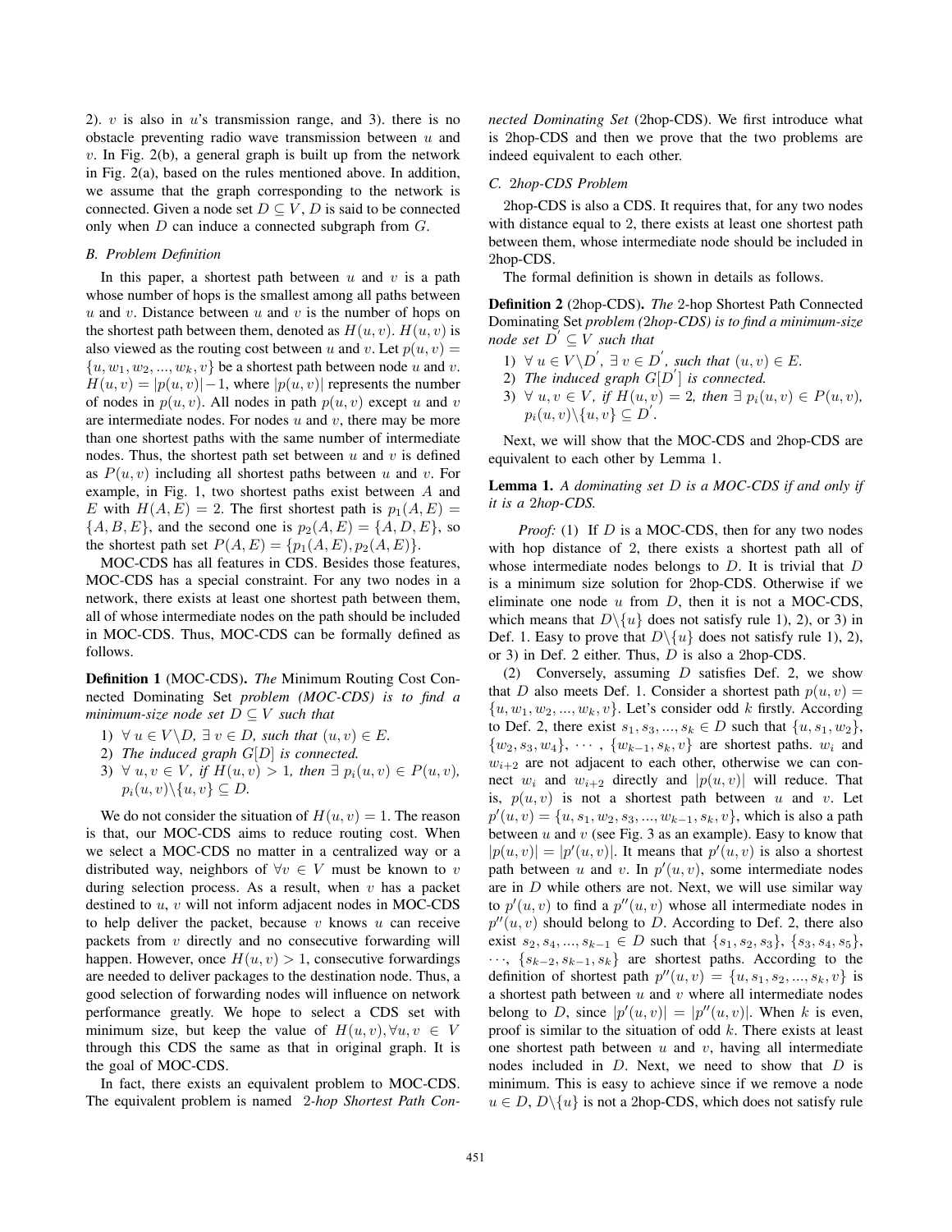2). $v$ is also in $u$'s transmission range, and 3). there is no obstacle preventing radio wave transmission between $u$ and $v$. In Fig. 2(b), a general graph is built up from the network in Fig. 2(a), based on the rules mentioned above. In addition, we assume that the graph corresponding to the network is connected. Given a node set $D \subseteq V$, $D$ is said to be connected only when $D$ can induce a connected subgraph from $G$.

### B. Problem Definition

In this paper, a shortest path between $u$ and $v$ is a path whose number of hops is the smallest among all paths between $u$ and $v$. Distance between $u$ and $v$ is the number of hops on the shortest path between them, denoted as $H(u, v)$. $H(u, v)$ is also viewed as the routing cost between $u$ and $v$. Let $p(u, v) = \{u, w_1, w_2, ..., w_k, v\}$ be a shortest path between node $u$ and $v$. $H(u, v) = |p(u, v)| - 1$, where $|p(u, v)|$ represents the number of nodes in $p(u, v)$. All nodes in path $p(u, v)$ except $u$ and $v$ are intermediate nodes. For nodes $u$ and $v$, there may be more than one shortest paths with the same number of intermediate nodes. Thus, the shortest path set between $u$ and $v$ is defined as $P(u, v)$ including all shortest paths between $u$ and $v$. For example, in Fig. 1, two shortest paths exist between $A$ and $E$ with $H(A, E) = 2$. The first shortest path is $p_1(A, E) = \{A, B, E\}$, and the second one is $p_2(A, E) = \{A, D, E\}$, so the shortest path set $P(A, E) = \{p_1(A, E), p_2(A, E)\}$.

MOC-CDS has all features in CDS. Besides those features, MOC-CDS has a special constraint. For any two nodes in a network, there exists at least one shortest path between them, all of whose intermediate nodes on the path should be included in MOC-CDS. Thus, MOC-CDS can be formally defined as follows.

**Definition 1** (MOC-CDS). *The* Minimum Routing Cost Connected Dominating Set *problem (MOC-CDS) is to find a minimum-size node set $D \subseteq V$ such that*

1) *$\forall\, u \in V \backslash D$, $\exists\, v \in D$, such that $(u, v) \in E$.*
2) *The induced graph $G[D]$ is connected.*
3) *$\forall\, u, v \in V$, if $H(u, v) > 1$, then $\exists\, p_i(u, v) \in P(u, v)$, $p_i(u, v) \backslash \{u, v\} \subseteq D$.*

We do not consider the situation of $H(u, v) = 1$. The reason is that, our MOC-CDS aims to reduce routing cost. When we select a MOC-CDS no matter in a centralized way or a distributed way, neighbors of $\forall v \in V$ must be known to $v$ during selection process. As a result, when $v$ has a packet destined to $u$, $v$ will not inform adjacent nodes in MOC-CDS to help deliver the packet, because $v$ knows $u$ can receive packets from $v$ directly and no consecutive forwarding will happen. However, once $H(u, v) > 1$, consecutive forwardings are needed to deliver packages to the destination node. Thus, a good selection of forwarding nodes will influence on network performance greatly. We hope to select a CDS set with minimum size, but keep the value of $H(u, v), \forall u, v \in V$ through this CDS the same as that in original graph. It is the goal of MOC-CDS.

In fact, there exists an equivalent problem to MOC-CDS. The equivalent problem is named *2-hop Shortest Path Connected Dominating Set* (2hop-CDS). We first introduce what is 2hop-CDS and then we prove that the two problems are indeed equivalent to each other.

### C. 2hop-CDS Problem

2hop-CDS is also a CDS. It requires that, for any two nodes with distance equal to 2, there exists at least one shortest path between them, whose intermediate node should be included in 2hop-CDS.

The formal definition is shown in details as follows.

**Definition 2** (2hop-CDS). *The* 2-hop Shortest Path Connected Dominating Set *problem (2hop-CDS) is to find a minimum-size node set $D' \subseteq V$ such that*

1) *$\forall\, u \in V \backslash D'$, $\exists\, v \in D'$, such that $(u, v) \in E$.*
2) *The induced graph $G[D']$ is connected.*
3) *$\forall\, u, v \in V$, if $H(u, v) = 2$, then $\exists\, p_i(u, v) \in P(u, v)$, $p_i(u, v) \backslash \{u, v\} \subseteq D'$.*

Next, we will show that the MOC-CDS and 2hop-CDS are equivalent to each other by Lemma 1.

**Lemma 1.** *A dominating set $D$ is a MOC-CDS if and only if it is a 2hop-CDS.*

*Proof:* (1) If $D$ is a MOC-CDS, then for any two nodes with hop distance of 2, there exists a shortest path all of whose intermediate nodes belongs to $D$. It is trivial that $D$ is a minimum size solution for 2hop-CDS. Otherwise if we eliminate one node $u$ from $D$, then it is not a MOC-CDS, which means that $D \backslash \{u\}$ does not satisfy rule 1), 2), or 3) in Def. 1. Easy to prove that $D \backslash \{u\}$ does not satisfy rule 1), 2), or 3) in Def. 2 either. Thus, $D$ is also a 2hop-CDS.

(2) Conversely, assuming $D$ satisfies Def. 2, we show that $D$ also meets Def. 1. Consider a shortest path $p(u, v) = \{u, w_1, w_2, ..., w_k, v\}$. Let's consider odd $k$ firstly. According to Def. 2, there exist $s_1, s_3, ..., s_k \in D$ such that $\{u, s_1, w_2\}$, $\{w_2, s_3, w_4\}$, $\cdots$, $\{w_{k-1}, s_k, v\}$ are shortest paths. $w_i$ and $w_{i+2}$ are not adjacent to each other, otherwise we can connect $w_i$ and $w_{i+2}$ directly and $|p(u, v)|$ will reduce. That is, $p(u, v)$ is not a shortest path between $u$ and $v$. Let $p'(u, v) = \{u, s_1, w_2, s_3, ..., w_{k-1}, s_k, v\}$, which is also a path between $u$ and $v$ (see Fig. 3 as an example). Easy to know that $|p(u, v)| = |p'(u, v)|$. It means that $p'(u, v)$ is also a shortest path between $u$ and $v$. In $p'(u, v)$, some intermediate nodes are in $D$ while others are not. Next, we will use similar way to $p'(u, v)$ to find a $p''(u, v)$ whose all intermediate nodes in $p''(u, v)$ should belong to $D$. According to Def. 2, there also exist $s_2, s_4, ..., s_{k-1} \in D$ such that $\{s_1, s_2, s_3\}$, $\{s_3, s_4, s_5\}$, $\cdots$, $\{s_{k-2}, s_{k-1}, s_k\}$ are shortest paths. According to the definition of shortest path $p''(u, v) = \{u, s_1, s_2, ..., s_k, v\}$ is a shortest path between $u$ and $v$ where all intermediate nodes belong to $D$, since $|p'(u, v)| = |p''(u, v)|$. When $k$ is even, proof is similar to the situation of odd $k$. There exists at least one shortest path between $u$ and $v$, having all intermediate nodes included in $D$. Next, we need to show that $D$ is minimum. This is easy to achieve since if we remove a node $u \in D$, $D \backslash \{u\}$ is not a 2hop-CDS, which does not satisfy rule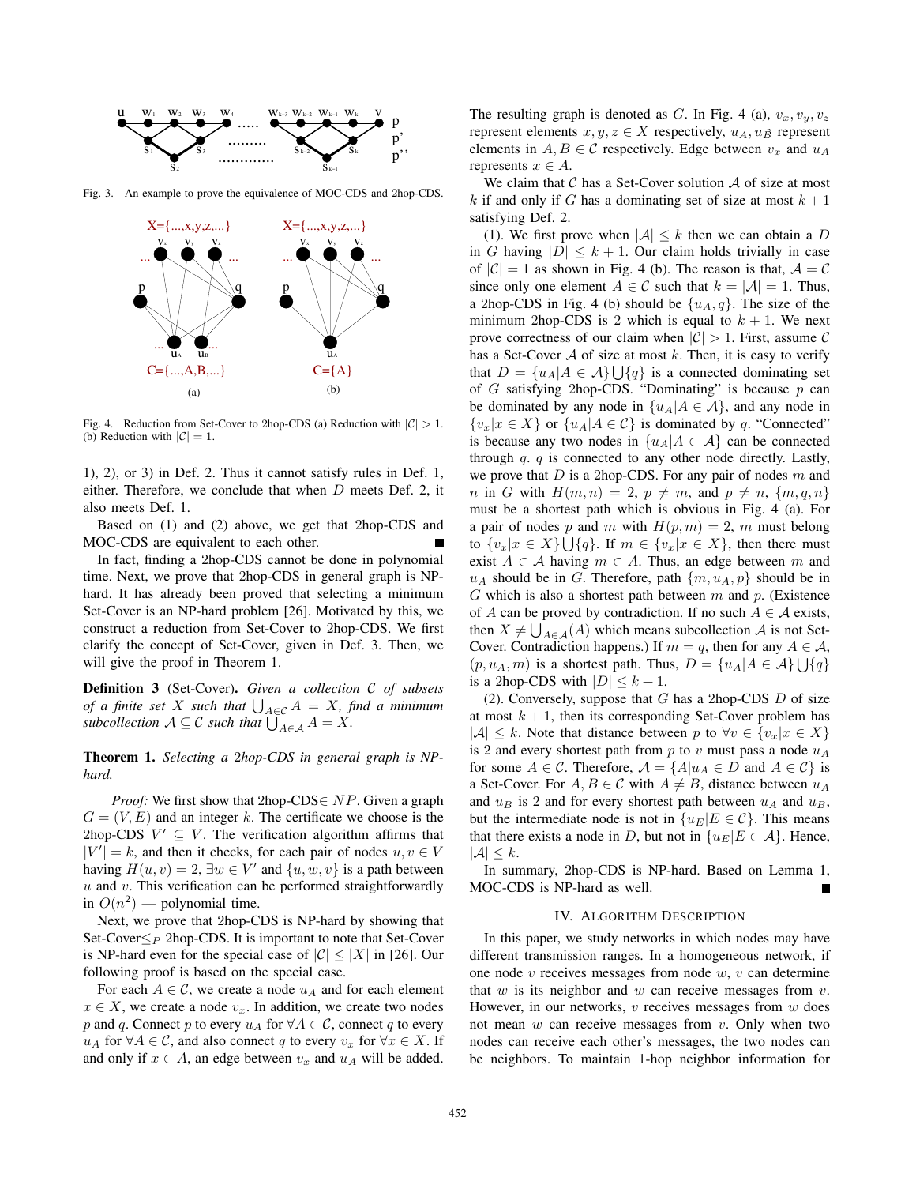Fig. 3. An example to prove the equivalence of MOC-CDS and 2hop-CDS.

Fig. 4. Reduction from Set-Cover to 2hop-CDS (a) Reduction with $|\mathcal{C}| > 1$. (b) Reduction with $|\mathcal{C}| = 1$.

1), 2), or 3) in Def. 2. Thus it cannot satisfy rules in Def. 1, either. Therefore, we conclude that when $D$ meets Def. 2, it also meets Def. 1.

Based on (1) and (2) above, we get that 2hop-CDS and MOC-CDS are equivalent to each other. ■

In fact, finding a 2hop-CDS cannot be done in polynomial time. Next, we prove that 2hop-CDS in general graph is NP-hard. It has already been proved that selecting a minimum Set-Cover is an NP-hard problem [26]. Motivated by this, we construct a reduction from Set-Cover to 2hop-CDS. We first clarify the concept of Set-Cover, given in Def. 3. Then, we will give the proof in Theorem 1.

**Definition 3** (Set-Cover). *Given a collection $\mathcal{C}$ of subsets of a finite set $X$ such that $\bigcup_{A\in\mathcal{C}} A = X$, find a minimum subcollection $\mathcal{A} \subseteq \mathcal{C}$ such that $\bigcup_{A\in\mathcal{A}} A = X$.*

**Theorem 1.** *Selecting a 2hop-CDS in general graph is NP-hard.*

*Proof:* We first show that 2hop-CDS$\in NP$. Given a graph $G = (V, E)$ and an integer $k$. The certificate we choose is the 2hop-CDS $V' \subseteq V$. The verification algorithm affirms that $|V'| = k$, and then it checks, for each pair of nodes $u, v \in V$ having $H(u, v) = 2$, $\exists w \in V'$ and $\{u, w, v\}$ is a path between $u$ and $v$. This verification can be performed straightforwardly in $O(n^2)$ — polynomial time.

Next, we prove that 2hop-CDS is NP-hard by showing that Set-Cover$\leq_P$ 2hop-CDS. It is important to note that Set-Cover is NP-hard even for the special case of $|\mathcal{C}| \leq |X|$ in [26]. Our following proof is based on the special case.

For each $A \in \mathcal{C}$, we create a node $u_A$ and for each element $x \in X$, we create a node $v_x$. In addition, we create two nodes $p$ and $q$. Connect $p$ to every $u_A$ for $\forall A \in \mathcal{C}$, connect $q$ to every $u_A$ for $\forall A \in \mathcal{C}$, and also connect $q$ to every $v_x$ for $\forall x \in X$. If and only if $x \in A$, an edge between $v_x$ and $u_A$ will be added. The resulting graph is denoted as $G$. In Fig. 4 (a), $v_x, v_y, v_z$ represent elements $x, y, z \in X$ respectively, $u_A, u_B$ represent elements in $A, B \in \mathcal{C}$ respectively. Edge between $v_x$ and $u_A$ represents $x \in A$.

We claim that $\mathcal{C}$ has a Set-Cover solution $\mathcal{A}$ of size at most $k$ if and only if $G$ has a dominating set of size at most $k + 1$ satisfying Def. 2.

(1). We first prove when $|\mathcal{A}| \leq k$ then we can obtain a $D$ in $G$ having $|D| \leq k + 1$. Our claim holds trivially in case of $|\mathcal{C}| = 1$ as shown in Fig. 4 (b). The reason is that, $\mathcal{A} = \mathcal{C}$ since only one element $A \in \mathcal{C}$ such that $k = |\mathcal{A}| = 1$. Thus, a 2hop-CDS in Fig. 4 (b) should be $\{u_A, q\}$. The size of the minimum 2hop-CDS is 2 which is equal to $k + 1$. We next prove correctness of our claim when $|\mathcal{C}| > 1$. First, assume $\mathcal{C}$ has a Set-Cover $\mathcal{A}$ of size at most $k$. Then, it is easy to verify that $D = \{u_A|A \in \mathcal{A}\} \bigcup \{q\}$ is a connected dominating set of $G$ satisfying 2hop-CDS. "Dominating" is because $p$ can be dominated by any node in $\{u_A|A \in \mathcal{A}\}$, and any node in $\{v_x|x \in X\}$ or $\{u_A|A \in \mathcal{C}\}$ is dominated by $q$. "Connected" is because any two nodes in $\{u_A|A \in \mathcal{A}\}$ can be connected through $q$. $q$ is connected to any other node directly. Lastly, we prove that $D$ is a 2hop-CDS. For any pair of nodes $m$ and $n$ in $G$ with $H(m, n) = 2$, $p \neq m$, and $p \neq n$, $\{m, q, n\}$ must be a shortest path which is obvious in Fig. 4 (a). For a pair of nodes $p$ and $m$ with $H(p, m) = 2$, $m$ must belong to $\{v_x|x \in X\} \bigcup \{q\}$. If $m \in \{v_x|x \in X\}$, then there must exist $A \in \mathcal{A}$ having $m \in A$. Thus, an edge between $m$ and $u_A$ should be in $G$. Therefore, path $\{m, u_A, p\}$ should be in $G$ which is also a shortest path between $m$ and $p$. (Existence of $A$ can be proved by contradiction. If no such $A \in \mathcal{A}$ exists, then $X \neq \bigcup_{A\in\mathcal{A}}(A)$ which means subcollection $\mathcal{A}$ is not Set-Cover. Contradiction happens.) If $m = q$, then for any $A \in \mathcal{A}$, $(p, u_A, m)$ is a shortest path. Thus, $D = \{u_A|A \in \mathcal{A}\} \bigcup \{q\}$ is a 2hop-CDS with $|D| \leq k + 1$.

(2). Conversely, suppose that $G$ has a 2hop-CDS $D$ of size at most $k+1$, then its corresponding Set-Cover problem has $|\mathcal{A}| \leq k$. Note that distance between $p$ to $\forall v \in \{v_x|x \in X\}$ is 2 and every shortest path from $p$ to $v$ must pass a node $u_A$ for some $A \in \mathcal{C}$. Therefore, $\mathcal{A} = \{A|u_A \in D \text{ and } A \in \mathcal{C}\}$ is a Set-Cover. For $A, B \in \mathcal{C}$ with $A \neq B$, distance between $u_A$ and $u_B$ is 2 and for every shortest path between $u_A$ and $u_B$, but the intermediate node is not in $\{u_E|E \in \mathcal{C}\}$. This means that there exists a node in $D$, but not in $\{u_E|E \in \mathcal{A}\}$. Hence, $|\mathcal{A}| \leq k$.

In summary, 2hop-CDS is NP-hard. Based on Lemma 1, MOC-CDS is NP-hard as well. ■

## IV. Algorithm Description

In this paper, we study networks in which nodes may have different transmission ranges. In a homogeneous network, if one node $v$ receives messages from node $w$, $v$ can determine that $w$ is its neighbor and $w$ can receive messages from $v$. However, in our networks, $v$ receives messages from $w$ does not mean $w$ can receive messages from $v$. Only when two nodes can receive each other's messages, the two nodes can be neighbors. To maintain 1-hop neighbor information for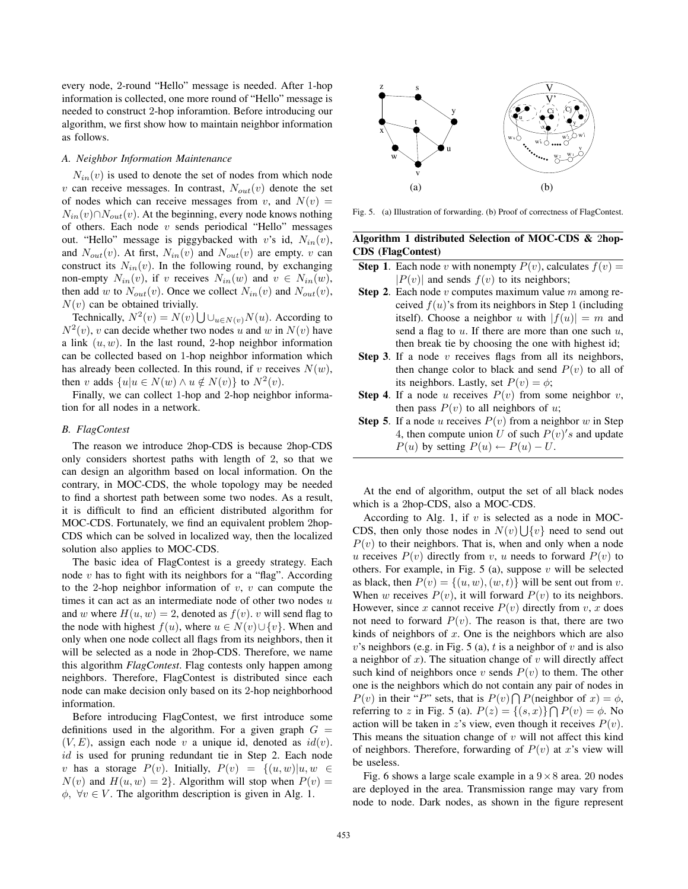every node, 2-round "Hello" message is needed. After 1-hop information is collected, one more round of "Hello" message is needed to construct 2-hop inforamtion. Before introducing our algorithm, we first show how to maintain neighbor information as follows.

### A. Neighbor Information Maintenance

$N_{in}(v)$ is used to denote the set of nodes from which node $v$ can receive messages. In contrast, $N_{out}(v)$ denote the set of nodes which can receive messages from $v$, and $N(v) = N_{in}(v) \cap N_{out}(v)$. At the beginning, every node knows nothing of others. Each node $v$ sends periodical "Hello" messages out. "Hello" message is piggybacked with $v$'s id, $N_{in}(v)$, and $N_{out}(v)$. At first, $N_{in}(v)$ and $N_{out}(v)$ are empty. $v$ can construct its $N_{in}(v)$. In the following round, by exchanging non-empty $N_{in}(v)$, if $v$ receives $N_{in}(w)$ and $v \in N_{in}(w)$, then add $w$ to $N_{out}(v)$. Once we collect $N_{in}(v)$ and $N_{out}(v)$, $N(v)$ can be obtained trivially.

Technically, $N^2(v) = N(v) \bigcup \cup_{u \in N(v)} N(u)$. According to $N^2(v)$, $v$ can decide whether two nodes $u$ and $w$ in $N(v)$ have a link $(u, w)$. In the last round, 2-hop neighbor information can be collected based on 1-hop neighbor information which has already been collected. In this round, if $v$ receives $N(w)$, then $v$ adds $\{u | u \in N(w) \wedge u \notin N(v)\}$ to $N^2(v)$.

Finally, we can collect 1-hop and 2-hop neighbor information for all nodes in a network.

### B. FlagContest

The reason we introduce 2hop-CDS is because 2hop-CDS only considers shortest paths with length of 2, so that we can design an algorithm based on local information. On the contrary, in MOC-CDS, the whole topology may be needed to find a shortest path between some two nodes. As a result, it is difficult to find an efficient distributed algorithm for MOC-CDS. Fortunately, we find an equivalent problem 2hop-CDS which can be solved in localized way, then the localized solution also applies to MOC-CDS.

The basic idea of FlagContest is a greedy strategy. Each node $v$ has to fight with its neighbors for a "flag". According to the 2-hop neighbor information of $v$, $v$ can compute the times it can act as an intermediate node of other two nodes $u$ and $w$ where $H(u, w) = 2$, denoted as $f(v)$. $v$ will send flag to the node with highest $f(u)$, where $u \in N(v) \cup \{v\}$. When and only when one node collect all flags from its neighbors, then it will be selected as a node in 2hop-CDS. Therefore, we name this algorithm *FlagContest*. Flag contests only happen among neighbors. Therefore, FlagContest is distributed since each node can make decision only based on its 2-hop neighborhood information.

Before introducing FlagContest, we first introduce some definitions used in the algorithm. For a given graph $G = (V, E)$, assign each node $v$ a unique id, denoted as $id(v)$. $id$ is used for pruning redundant tie in Step 2. Each node $v$ has a storage $P(v)$. Initially, $P(v) = \{(u, w) | u, w \in N(v) \text{ and } H(u, w) = 2\}$. Algorithm will stop when $P(v) = \phi$, $\forall v \in V$. The algorithm description is given in Alg. 1.

Fig. 5. (a) Illustration of forwarding. (b) Proof of correctness of FlagContest.

**Algorithm 1 distributed Selection of MOC-CDS & 2hop-CDS (FlagContest)**

**Step 1**. Each node $v$ with nonempty $P(v)$, calculates $f(v) = |P(v)|$ and sends $f(v)$ to its neighbors;

**Step 2**. Each node $v$ computes maximum value $m$ among received $f(u)$'s from its neighbors in Step 1 (including itself). Choose a neighbor $u$ with $|f(u)| = m$ and send a flag to $u$. If there are more than one such $u$, then break tie by choosing the one with highest id;

**Step 3**. If a node $v$ receives flags from all its neighbors, then change color to black and send $P(v)$ to all of its neighbors. Lastly, set $P(v) = \phi$;

**Step 4**. If a node $u$ receives $P(v)$ from some neighbor $v$, then pass $P(v)$ to all neighbors of $u$;

**Step 5**. If a node $u$ receives $P(v)$ from a neighbor $w$ in Step 4, then compute union $U$ of such $P(v)'s$ and update $P(u)$ by setting $P(u) \leftarrow P(u) - U$.

At the end of algorithm, output the set of all black nodes which is a 2hop-CDS, also a MOC-CDS.

According to Alg. 1, if $v$ is selected as a node in MOC-CDS, then only those nodes in $N(v) \bigcup \{v\}$ need to send out $P(v)$ to their neighbors. That is, when and only when a node $u$ receives $P(v)$ directly from $v$, $u$ needs to forward $P(v)$ to others. For example, in Fig. 5 (a), suppose $v$ will be selected as black, then $P(v) = \{(u, w), (w, t)\}$ will be sent out from $v$. When $w$ receives $P(v)$, it will forward $P(v)$ to its neighbors. However, since $x$ cannot receive $P(v)$ directly from $v$, $x$ does not need to forward $P(v)$. The reason is that, there are two kinds of neighbors of $x$. One is the neighbors which are also $v$'s neighbors (e.g. in Fig. 5 (a), $t$ is a neighbor of $v$ and is also a neighbor of $x$). The situation change of $v$ will directly affect such kind of neighbors once $v$ sends $P(v)$ to them. The other one is the neighbors which do not contain any pair of nodes in $P(v)$ in their "$P$" sets, that is $P(v) \bigcap P(\text{neighbor of } x) = \phi$, referring to $z$ in Fig. 5 (a). $P(z) = \{(s, x)\} \bigcap P(v) = \phi$. No action will be taken in $z$'s view, even though it receives $P(v)$. This means the situation change of $v$ will not affect this kind of neighbors. Therefore, forwarding of $P(v)$ at $x$'s view will be useless.

Fig. 6 shows a large scale example in a $9 \times 8$ area. 20 nodes are deployed in the area. Transmission range may vary from node to node. Dark nodes, as shown in the figure represent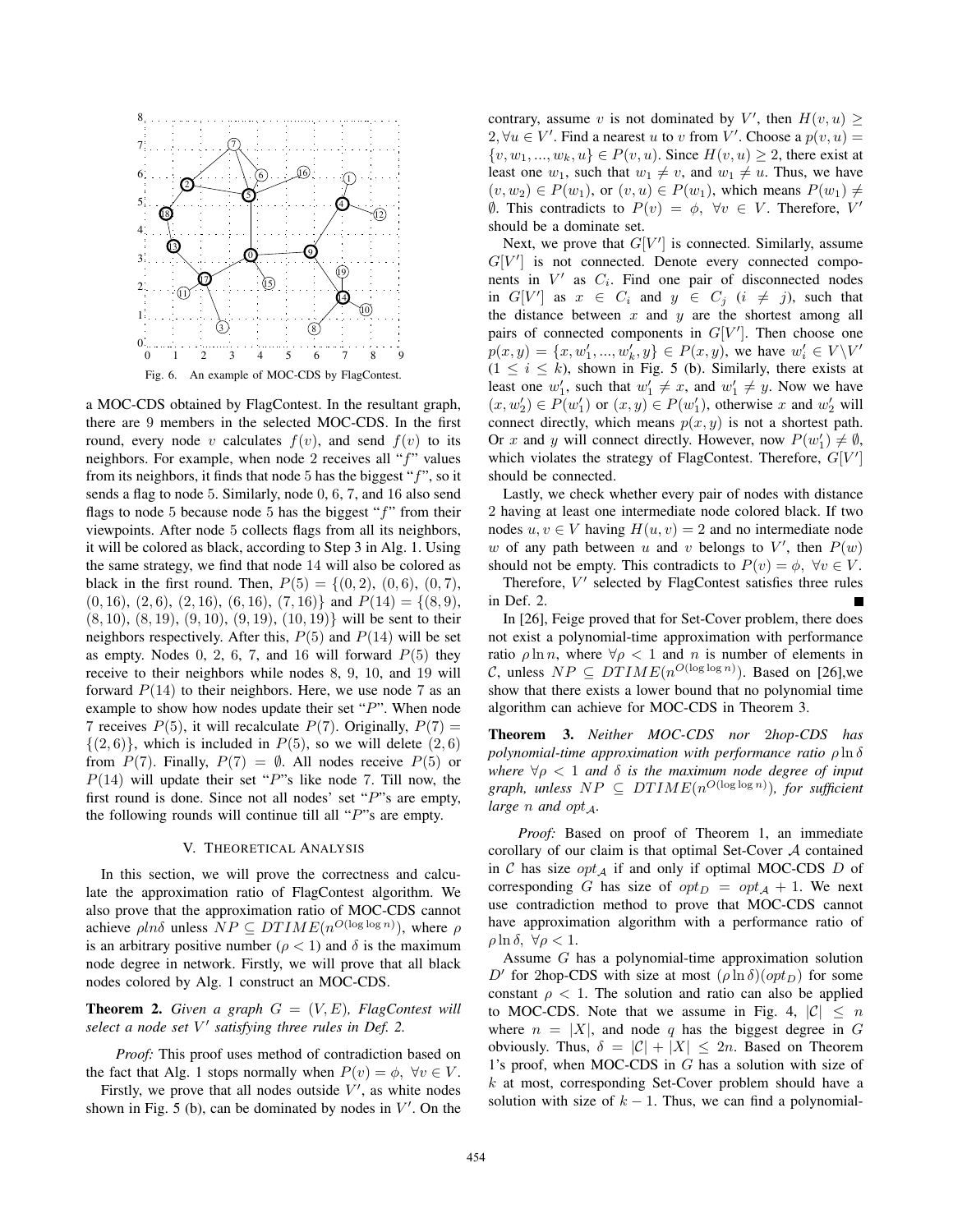Fig. 6. An example of MOC-CDS by FlagContest.

a MOC-CDS obtained by FlagContest. In the resultant graph, there are 9 members in the selected MOC-CDS. In the first round, every node $v$ calculates $f(v)$, and send $f(v)$ to its neighbors. For example, when node 2 receives all "$f$" values from its neighbors, it finds that node 5 has the biggest "$f$", so it sends a flag to node 5. Similarly, node 0, 6, 7, and 16 also send flags to node 5 because node 5 has the biggest "$f$" from their viewpoints. After node 5 collects flags from all its neighbors, it will be colored as black, according to Step 3 in Alg. 1. Using the same strategy, we find that node 14 will also be colored as black in the first round. Then, $P(5) = \{(0,2), (0,6), (0,7), (0,16), (2,6), (2,16), (6,16), (7,16)\}$ and $P(14) = \{(8,9), (8,10), (8,19), (9,10), (9,19), (10,19)\}$ will be sent to their neighbors respectively. After this, $P(5)$ and $P(14)$ will be set as empty. Nodes 0, 2, 6, 7, and 16 will forward $P(5)$ they receive to their neighbors while nodes 8, 9, 10, and 19 will forward $P(14)$ to their neighbors. Here, we use node 7 as an example to show how nodes update their set "$P$". When node 7 receives $P(5)$, it will recalculate $P(7)$. Originally, $P(7) = \{(2,6)\}$, which is included in $P(5)$, so we will delete $(2,6)$ from $P(7)$. Finally, $P(7) = \emptyset$. All nodes receive $P(5)$ or $P(14)$ will update their set "$P$"s like node 7. Till now, the first round is done. Since not all nodes' set "$P$"s are empty, the following rounds will continue till all "$P$"s are empty.

## V. Theoretical Analysis

In this section, we will prove the correctness and calculate the approximation ratio of FlagContest algorithm. We also prove that the approximation ratio of MOC-CDS cannot achieve $\rho ln\delta$ unless $NP \subseteq DTIME(n^{O(\log\log n)})$, where $\rho$ is an arbitrary positive number ($\rho < 1$) and $\delta$ is the maximum node degree in network. Firstly, we will prove that all black nodes colored by Alg. 1 construct an MOC-CDS.

**Theorem 2.** *Given a graph $G = (V, E)$, FlagContest will select a node set $V'$ satisfying three rules in Def. 2.*

*Proof:* This proof uses method of contradiction based on the fact that Alg. 1 stops normally when $P(v) = \phi,\ \forall v \in V$.

Firstly, we prove that all nodes outside $V'$, as white nodes shown in Fig. 5 (b), can be dominated by nodes in $V'$. On the contrary, assume $v$ is not dominated by $V'$, then $H(v,u) \geq 2, \forall u \in V'$. Find a nearest $u$ to $v$ from $V'$. Choose a $p(v,u) = \{v, w_1, ..., w_k, u\} \in P(v,u)$. Since $H(v,u) \geq 2$, there exist at least one $w_1$, such that $w_1 \neq v$, and $w_1 \neq u$. Thus, we have $(v, w_2) \in P(w_1)$, or $(v,u) \in P(w_1)$, which means $P(w_1) \neq \emptyset$. This contradicts to $P(v) = \phi,\ \forall v \in V$. Therefore, $V'$ should be a dominate set.

Next, we prove that $G[V']$ is connected. Similarly, assume $G[V']$ is not connected. Denote every connected components in $V'$ as $C_i$. Find one pair of disconnected nodes in $G[V']$ as $x \in C_i$ and $y \in C_j$ ($i \neq j$), such that the distance between $x$ and $y$ are the shortest among all pairs of connected components in $G[V']$. Then choose one $p(x,y) = \{x, w'_1, ..., w'_k, y\} \in P(x,y)$, we have $w'_i \in V \backslash V'$ ($1 \leq i \leq k$), shown in Fig. 5 (b). Similarly, there exists at least one $w'_1$, such that $w'_1 \neq x$, and $w'_1 \neq y$. Now we have $(x, w'_2) \in P(w'_1)$ or $(x,y) \in P(w'_1)$, otherwise $x$ and $w'_2$ will connect directly, which means $p(x,y)$ is not a shortest path. Or $x$ and $y$ will connect directly. However, now $P(w'_1) \neq \emptyset$, which violates the strategy of FlagContest. Therefore, $G[V']$ should be connected.

Lastly, we check whether every pair of nodes with distance 2 having at least one intermediate node colored black. If two nodes $u, v \in V$ having $H(u,v) = 2$ and no intermediate node $w$ of any path between $u$ and $v$ belongs to $V'$, then $P(w)$ should not be empty. This contradicts to $P(v) = \phi,\ \forall v \in V$.

Therefore, $V'$ selected by FlagContest satisfies three rules in Def. 2. ■

In [26], Feige proved that for Set-Cover problem, there does not exist a polynomial-time approximation with performance ratio $\rho \ln n$, where $\forall \rho < 1$ and $n$ is number of elements in $\mathcal{C}$, unless $NP \subseteq DTIME(n^{O(\log\log n)})$. Based on [26],we show that there exists a lower bound that no polynomial time algorithm can achieve for MOC-CDS in Theorem 3.

**Theorem 3.** *Neither MOC-CDS nor 2hop-CDS has polynomial-time approximation with performance ratio $\rho \ln \delta$ where $\forall \rho < 1$ and $\delta$ is the maximum node degree of input graph, unless $NP \subseteq DTIME(n^{O(\log\log n)})$, for sufficient large $n$ and $opt_{\mathcal{A}}$.*

*Proof:* Based on proof of Theorem 1, an immediate corollary of our claim is that optimal Set-Cover $\mathcal{A}$ contained in $\mathcal{C}$ has size $opt_{\mathcal{A}}$ if and only if optimal MOC-CDS $D$ of corresponding $G$ has size of $opt_D = opt_{\mathcal{A}} + 1$. We next use contradiction method to prove that MOC-CDS cannot have approximation algorithm with a performance ratio of $\rho \ln \delta,\ \forall \rho < 1$.

Assume $G$ has a polynomial-time approximation solution $D'$ for 2hop-CDS with size at most $(\rho \ln \delta)(opt_D)$ for some constant $\rho < 1$. The solution and ratio can also be applied to MOC-CDS. Note that we assume in Fig. 4, $|\mathcal{C}| \leq n$ where $n = |X|$, and node $q$ has the biggest degree in $G$ obviously. Thus, $\delta = |\mathcal{C}| + |X| \leq 2n$. Based on Theorem 1's proof, when MOC-CDS in $G$ has a solution with size of $k$ at most, corresponding Set-Cover problem should have a solution with size of $k - 1$. Thus, we can find a polynomial-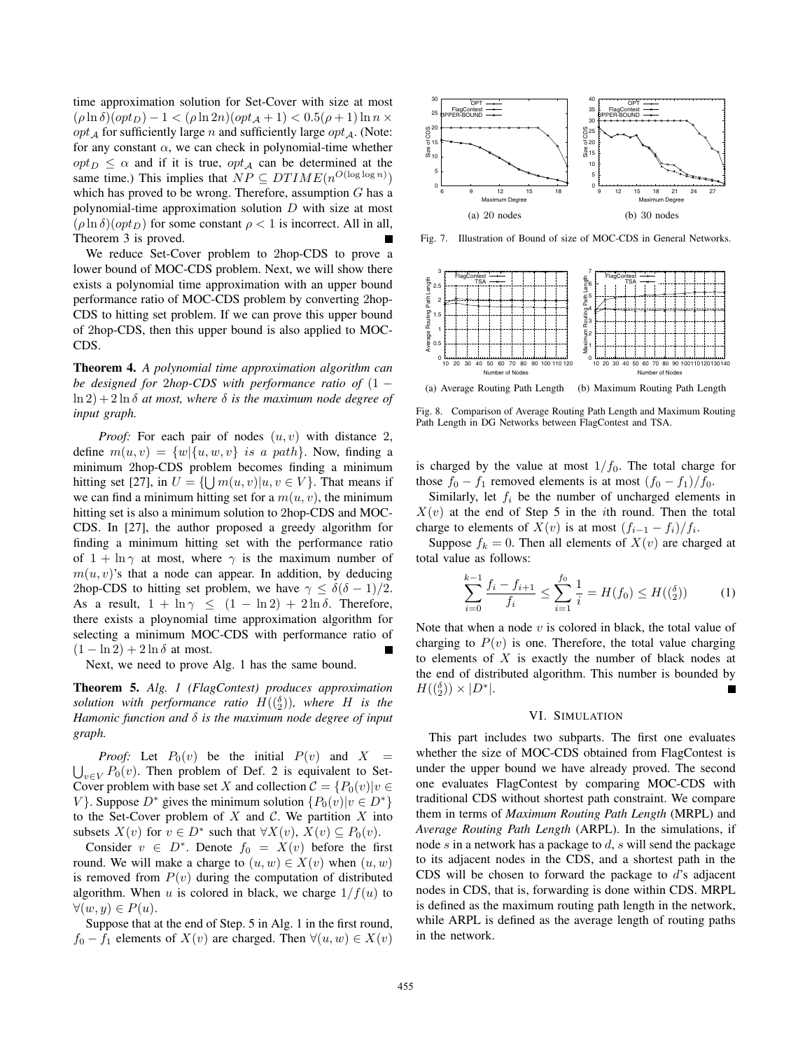time approximation solution for Set-Cover with size at most $(\rho \ln \delta)(opt_D) - 1 < (\rho \ln 2n)(opt_{\mathcal{A}} + 1) < 0.5(\rho + 1) \ln n \times opt_{\mathcal{A}}$ for sufficiently large $n$ and sufficiently large $opt_{\mathcal{A}}$. (Note: for any constant $\alpha$, we can check in polynomial-time whether $opt_D \leq \alpha$ and if it is true, $opt_{\mathcal{A}}$ can be determined at the same time.) This implies that $NP \subseteq DTIME(n^{O(\log \log n)})$ which has proved to be wrong. Therefore, assumption $G$ has a polynomial-time approximation solution $D$ with size at most $(\rho \ln \delta)(opt_D)$ for some constant $\rho < 1$ is incorrect. All in all, Theorem 3 is proved. ∎

We reduce Set-Cover problem to 2hop-CDS to prove a lower bound of MOC-CDS problem. Next, we will show there exists a polynomial time approximation with an upper bound performance ratio of MOC-CDS problem by converting 2hop-CDS to hitting set problem. If we can prove this upper bound of 2hop-CDS, then this upper bound is also applied to MOC-CDS.

**Theorem 4.** *A polynomial time approximation algorithm can be designed for 2hop-CDS with performance ratio of $(1 - \ln 2) + 2 \ln \delta$ at most, where $\delta$ is the maximum node degree of input graph.*

*Proof:* For each pair of nodes $(u, v)$ with distance 2, define $m(u, v) = \{w | \{u, w, v\}\ is\ a\ path\}$. Now, finding a minimum 2hop-CDS problem becomes finding a minimum hitting set [27], in $U = \{\bigcup m(u, v) | u, v \in V\}$. That means if we can find a minimum hitting set for a $m(u, v)$, the minimum hitting set is also a minimum solution to 2hop-CDS and MOC-CDS. In [27], the author proposed a greedy algorithm for finding a minimum hitting set with the performance ratio of $1 + \ln \gamma$ at most, where $\gamma$ is the maximum number of $m(u, v)$'s that a node can appear. In addition, by deducing 2hop-CDS to hitting set problem, we have $\gamma \leq \delta(\delta - 1)/2$. As a result, $1 + \ln \gamma \leq (1 - \ln 2) + 2 \ln \delta$. Therefore, there exists a ploynomial time approximation algorithm for selecting a minimum MOC-CDS with performance ratio of $(1 - \ln 2) + 2 \ln \delta$ at most. ∎

Next, we need to prove Alg. 1 has the same bound.

**Theorem 5.** *Alg. 1 (FlagContest) produces approximation solution with performance ratio $H(\binom{\delta}{2})$, where $H$ is the Hamonic function and $\delta$ is the maximum node degree of input graph.*

*Proof:* Let $P_0(v)$ be the initial $P(v)$ and $X = \bigcup_{v \in V} P_0(v)$. Then problem of Def. 2 is equivalent to Set-Cover problem with base set $X$ and collection $\mathcal{C} = \{P_0(v) | v \in V\}$. Suppose $D^*$ gives the minimum solution $\{P_0(v) | v \in D^*\}$ to the Set-Cover problem of $X$ and $\mathcal{C}$. We partition $X$ into subsets $X(v)$ for $v \in D^*$ such that $\forall X(v)$, $X(v) \subseteq P_0(v)$.

Consider $v \in D^*$. Denote $f_0 = X(v)$ before the first round. We will make a charge to $(u, w) \in X(v)$ when $(u, w)$ is removed from $P(v)$ during the computation of distributed algorithm. When $u$ is colored in black, we charge $1/f(u)$ to $\forall (w, y) \in P(u)$.

Suppose that at the end of Step. 5 in Alg. 1 in the first round, $f_0 - f_1$ elements of $X(v)$ are charged. Then $\forall (u, w) \in X(v)$ is charged by the value at most $1/f_0$. The total charge for those $f_0 - f_1$ removed elements is at most $(f_0 - f_1)/f_0$.

Similarly, let $f_i$ be the number of uncharged elements in $X(v)$ at the end of Step 5 in the $i$th round. Then the total charge to elements of $X(v)$ is at most $(f_{i-1} - f_i)/f_i$.

Suppose $f_k = 0$. Then all elements of $X(v)$ are charged at total value as follows:

$$\sum_{i=0}^{k-1} \frac{f_i - f_{i+1}}{f_i} \leq \sum_{i=1}^{f_0} \frac{1}{i} = H(f_0) \leq H(\tbinom{\delta}{2}) \tag{1}$$

Note that when a node $v$ is colored in black, the total value of charging to $P(v)$ is one. Therefore, the total value charging to elements of $X$ is exactly the number of black nodes at the end of distributed algorithm. This number is bounded by $H(\binom{\delta}{2}) \times |D^*|$. ∎

(a) 20 nodes (b) 30 nodes

Fig. 7. Illustration of Bound of size of MOC-CDS in General Networks.

(a) Average Routing Path Length (b) Maximum Routing Path Length

Fig. 8. Comparison of Average Routing Path Length and Maximum Routing Path Length in DG Networks between FlagContest and TSA.

## VI. Simulation

This part includes two subparts. The first one evaluates whether the size of MOC-CDS obtained from FlagContest is under the upper bound we have already proved. The second one evaluates FlagContest by comparing MOC-CDS with traditional CDS without shortest path constraint. We compare them in terms of *Maximum Routing Path Length* (MRPL) and *Average Routing Path Length* (ARPL). In the simulations, if node $s$ in a network has a package to $d$, $s$ will send the package to its adjacent nodes in the CDS, and a shortest path in the CDS will be chosen to forward the package to $d$'s adjacent nodes in CDS, that is, forwarding is done within CDS. MRPL is defined as the maximum routing path length in the network, while ARPL is defined as the average length of routing paths in the network.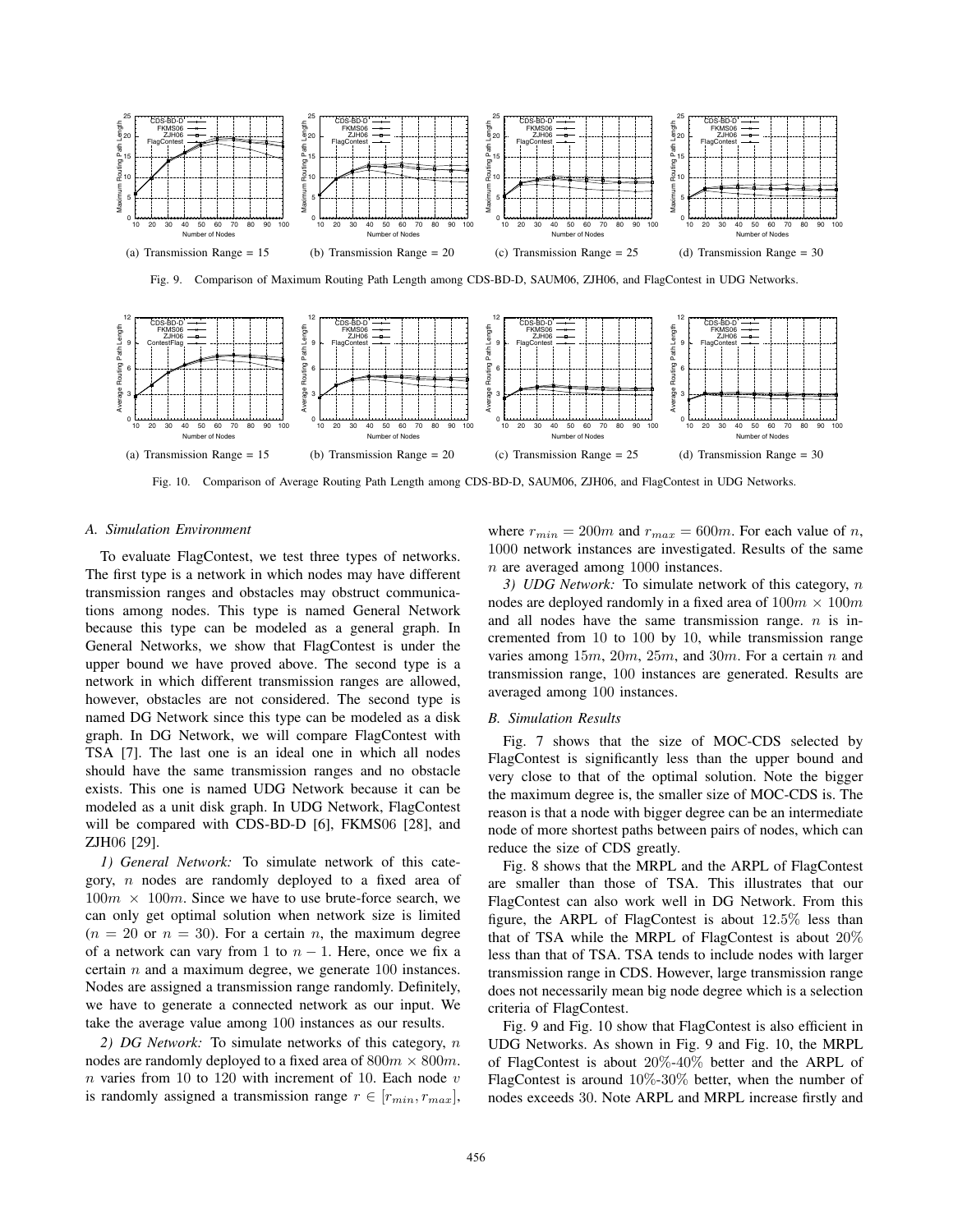(a) Transmission Range = 15 (b) Transmission Range = 20 (c) Transmission Range = 25 (d) Transmission Range = 30

Fig. 9. Comparison of Maximum Routing Path Length among CDS-BD-D, SAUM06, ZJH06, and FlagContest in UDG Networks.

(a) Transmission Range = 15 (b) Transmission Range = 20 (c) Transmission Range = 25 (d) Transmission Range = 30

Fig. 10. Comparison of Average Routing Path Range among CDS-BD-D, SAUM06, ZJH06, and FlagContest in UDG Networks.

### A. Simulation Environment

To evaluate FlagContest, we test three types of networks. The first type is a network in which nodes may have different transmission ranges and obstacles may obstruct communications among nodes. This type is named General Network because this type can be modeled as a general graph. In General Networks, we show that FlagContest is under the upper bound we have proved above. The second type is a network in which different transmission ranges are allowed, however, obstacles are not considered. The second type is named DG Network since this type can be modeled as a disk graph. In DG Network, we will compare FlagContest with TSA [7]. The last one is an ideal one in which all nodes should have the same transmission ranges and no obstacle exists. This one is named UDG Network because it can be modeled as a unit disk graph. In UDG Network, FlagContest will be compared with CDS-BD-D [6], FKMS06 [28], and ZJH06 [29].

*1) General Network:* To simulate network of this category, $n$ nodes are randomly deployed to a fixed area of $100m \times 100m$. Since we have to use brute-force search, we can only get optimal solution when network size is limited ($n = 20$ or $n = 30$). For a certain $n$, the maximum degree of a network can vary from 1 to $n - 1$. Here, once we fix a certain $n$ and a maximum degree, we generate 100 instances. Nodes are assigned a transmission range randomly. Definitely, we have to generate a connected network as our input. We take the average value among 100 instances as our results.

*2) DG Network:* To simulate networks of this category, $n$ nodes are randomly deployed to a fixed area of $800m \times 800m$. $n$ varies from 10 to 120 with increment of 10. Each node $v$ is randomly assigned a transmission range $r \in [r_{min}, r_{max}]$, where $r_{min} = 200m$ and $r_{max} = 600m$. For each value of $n$, 1000 network instances are investigated. Results of the same $n$ are averaged among 1000 instances.

*3) UDG Network:* To simulate network of this category, $n$ nodes are deployed randomly in a fixed area of $100m \times 100m$ and all nodes have the same transmission range. $n$ is incremented from 10 to 100 by 10, while transmission range varies among $15m$, $20m$, $25m$, and $30m$. For a certain $n$ and transmission range, 100 instances are generated. Results are averaged among 100 instances.

### B. Simulation Results

Fig. 7 shows that the size of MOC-CDS selected by FlagContest is significantly less than the upper bound and very close to that of the optimal solution. Note the bigger the maximum degree is, the smaller size of MOC-CDS is. The reason is that a node with bigger degree can be an intermediate node of more shortest paths between pairs of nodes, which can reduce the size of CDS greatly.

Fig. 8 shows that the MRPL and the ARPL of FlagContest are smaller than those of TSA. This illustrates that our FlagContest can also work well in DG Network. From this figure, the ARPL of FlagContest is about 12.5% less than that of TSA while the MRPL of FlagContest is about 20% less than that of TSA. TSA tends to include nodes with larger transmission range in CDS. However, large transmission range does not necessarily mean big node degree which is a selection criteria of FlagContest.

Fig. 9 and Fig. 10 show that FlagContest is also efficient in UDG Networks. As shown in Fig. 9 and Fig. 10, the MRPL of FlagContest is about 20%-40% better and the ARPL of FlagContest is around 10%-30% better, when the number of nodes exceeds 30. Note ARPL and MRPL increase firstly and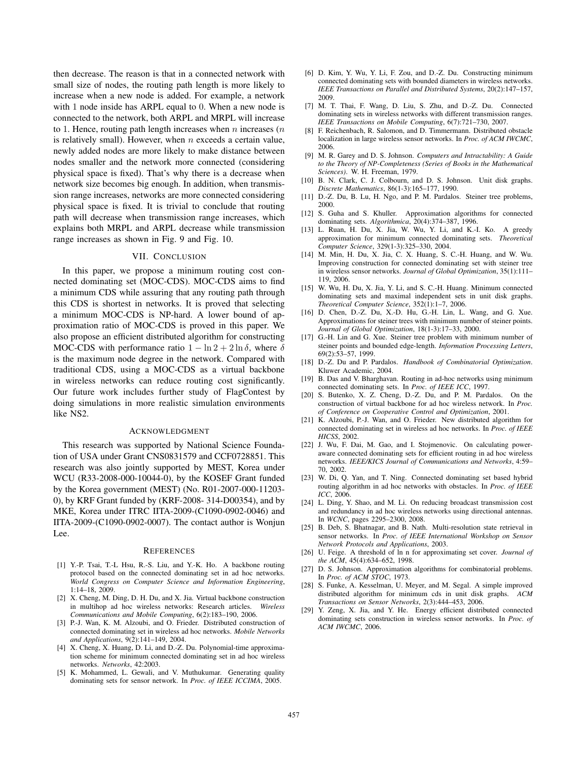then decrease. The reason is that in a connected network with small size of nodes, the routing path length is more likely to increase when a new node is added. For example, a network with 1 node inside has ARPL equal to 0. When a new node is connected to the network, both ARPL and MRPL will increase to 1. Hence, routing path length increases when $n$ increases ($n$ is relatively small). However, when $n$ exceeds a certain value, newly added nodes are more likely to make distance between nodes smaller and the network more connected (considering physical space is fixed). That's why there is a decrease when network size becomes big enough. In addition, when transmission range increases, networks are more connected considering physical space is fixed. It is trivial to conclude that routing path will decrease when transmission range increases, which explains both MRPL and ARPL decrease while transmission range increases as shown in Fig. 9 and Fig. 10.

## VII. Conclusion

In this paper, we propose a minimum routing cost connected dominating set (MOC-CDS). MOC-CDS aims to find a minimum CDS while assuring that any routing path through this CDS is shortest in networks. It is proved that selecting a minimum MOC-CDS is NP-hard. A lower bound of approximation ratio of MOC-CDS is proved in this paper. We also propose an efficient distributed algorithm for constructing MOC-CDS with performance ratio $1 - \ln 2 + 2 \ln \delta$, where $\delta$ is the maximum node degree in the network. Compared with traditional CDS, using a MOC-CDS as a virtual backbone in wireless networks can reduce routing cost significantly. Our future work includes further study of FlagContest by doing simulations in more realistic simulation environments like NS2.

## Acknowledgment

This research was supported by National Science Foundation of USA under Grant CNS0831579 and CCF0728851. This research was also jointly supported by MEST, Korea under WCU (R33-2008-000-10044-0), by the KOSEF Grant funded by the Korea government (MEST) (No. R01-2007-000-11203-0), by KRF Grant funded by (KRF-2008- 314-D00354), and by MKE, Korea under ITRC IITA-2009-(C1090-0902-0046) and IITA-2009-(C1090-0902-0007). The contact author is Wonjun Lee.

## References

[1] Y.-P. Tsai, T.-L Hsu, R.-S. Liu, and Y.-K. Ho. A backbone routing protocol based on the connected dominating set in ad hoc networks. *World Congress on Computer Science and Information Engineering*, 1:14–18, 2009.

[2] X. Cheng, M. Ding, D. H. Du, and X. Jia. Virtual backbone construction in multihop ad hoc wireless networks: Research articles. *Wireless Communications and Mobile Computing*, 6(2):183–190, 2006.

[3] P.-J. Wan, K. M. Alzoubi, and O. Frieder. Distributed construction of connected dominating set in wireless ad hoc networks. *Mobile Networks and Applications*, 9(2):141–149, 2004.

[4] X. Cheng, X. Huang, D. Li, and D.-Z. Du. Polynomial-time approximation scheme for minimum connected dominating set in ad hoc wireless networks. *Networks*, 42:2003.

[5] K. Mohammed, L. Gewali, and V. Muthukumar. Generating quality dominating sets for sensor network. In *Proc. of IEEE ICCIMA*, 2005.

[6] D. Kim, Y. Wu, Y. Li, F. Zou, and D.-Z. Du. Constructing minimum connected dominating sets with bounded diameters in wireless networks. *IEEE Transactions on Parallel and Distributed Systems*, 20(2):147–157, 2009.

[7] M. T. Thai, F. Wang, D. Liu, S. Zhu, and D.-Z. Du. Connected dominating sets in wireless networks with different transmission ranges. *IEEE Transactions on Mobile Computing*, 6(7):721–730, 2007.

[8] F. Reichenbach, R. Salomon, and D. Timmermann. Distributed obstacle localization in large wireless sensor networks. In *Proc. of ACM IWCMC*, 2006.

[9] M. R. Garey and D. S. Johnson. *Computers and Intractability: A Guide to the Theory of NP-Completeness (Series of Books in the Mathematical Sciences)*. W. H. Freeman, 1979.

[10] B. N. Clark, C. J. Colbourn, and D. S. Johnson. Unit disk graphs. *Discrete Mathematics*, 86(1-3):165–177, 1990.

[11] D.-Z. Du, B. Lu, H. Ngo, and P. M. Pardalos. Steiner tree problems, 2000.

[12] S. Guha and S. Khuller. Approximation algorithms for connected dominating sets. *Algorithmica*, 20(4):374–387, 1996.

[13] L. Ruan, H. Du, X. Jia, W. Wu, Y. Li, and K.-I. Ko. A greedy approximation for minimum connected dominating sets. *Theoretical Computer Science*, 329(1-3):325–330, 2004.

[14] M. Min, H. Du, X. Jia, C. X. Huang, S. C.-H. Huang, and W. Wu. Improving construction for connected dominating set with steiner tree in wireless sensor networks. *Journal of Global Optimization*, 35(1):111–119, 2006.

[15] W. Wu, H. Du, X. Jia, Y. Li, and S. C.-H. Huang. Minimum connected dominating sets and maximal independent sets in unit disk graphs. *Theoretical Computer Science*, 352(1):1–7, 2006.

[16] D. Chen, D.-Z. Du, X.-D. Hu, G.-H. Lin, L. Wang, and G. Xue. Approximations for steiner trees with minimum number of steiner points. *Journal of Global Optimization*, 18(1-3):17–33, 2000.

[17] G.-H. Lin and G. Xue. Steiner tree problem with minimum number of steiner points and bounded edge-length. *Information Processing Letters*, 69(2):53–57, 1999.

[18] D.-Z. Du and P. Pardalos. *Handbook of Combinatorial Optimization*. Kluwer Academic, 2004.

[19] B. Das and V. Bharghavan. Routing in ad-hoc networks using minimum connected dominating sets. In *Proc. of IEEE ICC*, 1997.

[20] S. Butenko, X. Z. Cheng, D.-Z. Du, and P. M. Pardalos. On the construction of virtual backbone for ad hoc wireless network. In *Proc. of Conference on Cooperative Control and Optimization*, 2001.

[21] K. Alzoubi, P.-J. Wan, and O. Frieder. New distributed algorithm for connected dominating set in wireless ad hoc networks. In *Proc. of IEEE HICSS*, 2002.

[22] J. Wu, F. Dai, M. Gao, and I. Stojmenovic. On calculating power-aware connected dominating sets for efficient routing in ad hoc wireless networks. *IEEE/KICS Journal of Communications and Networks*, 4:59–70, 2002.

[23] W. Di, Q. Yan, and T. Ning. Connected dominating set based hybrid routing algorithm in ad hoc networks with obstacles. In *Proc. of IEEE ICC*, 2006.

[24] L. Ding, Y. Shao, and M. Li. On reducing broadcast transmission cost and redundancy in ad hoc wireless networks using directional antennas. In *WCNC*, pages 2295–2300, 2008.

[25] B. Deb, S. Bhatnagar, and B. Nath. Multi-resolution state retrieval in sensor networks. In *Proc. of IEEE International Workshop on Sensor Network Protocols and Applications*, 2003.

[26] U. Feige. A threshold of ln n for approximating set cover. *Journal of the ACM*, 45(4):634–652, 1998.

[27] D. S. Johnson. Approximation algorithms for combinatorial problems. In *Proc. of ACM STOC*, 1973.

[28] S. Funke, A. Kesselman, U. Meyer, and M. Segal. A simple improved distributed algorithm for minimum cds in unit disk graphs. *ACM Transactions on Sensor Networks*, 2(3):444–453, 2006.

[29] Y. Zeng, X. Jia, and Y. He. Energy efficient distributed connected dominating sets construction in wireless sensor networks. In *Proc. of ACM IWCMC*, 2006.